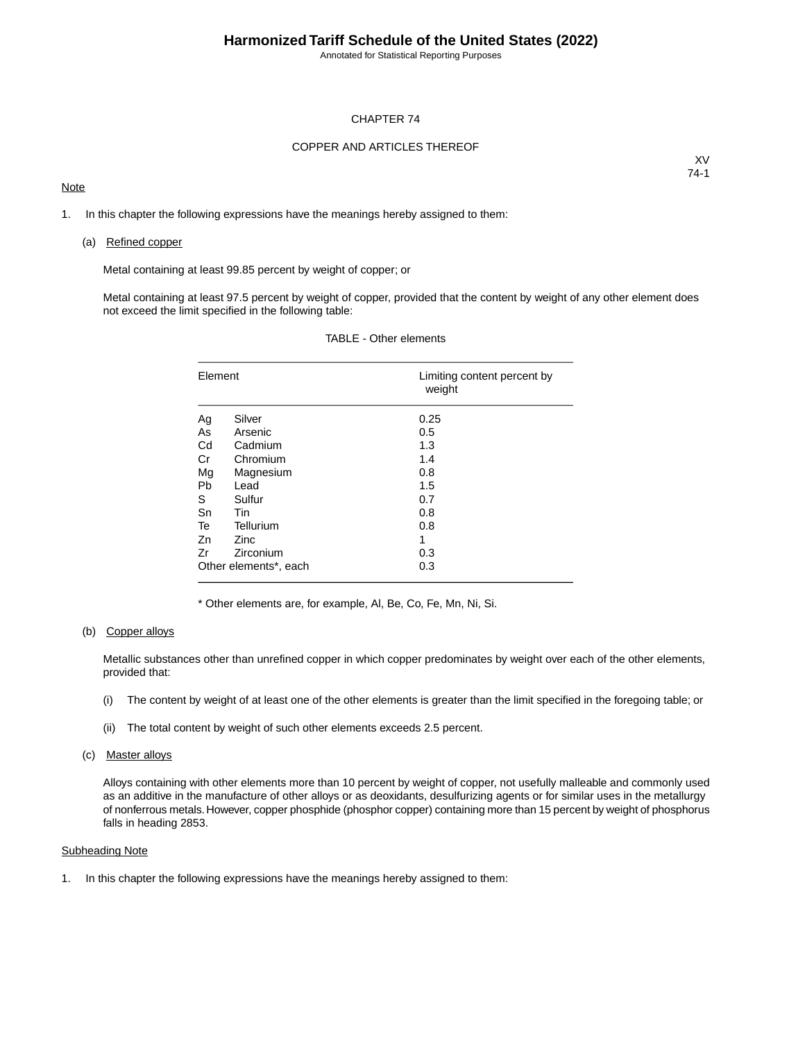# CHAPTER 74

## COPPER AND ARTICLES THEREOF

XV
74-1

Note

1. In this chapter the following expressions have the meanings hereby assigned to them:

   (a) Refined copper

   Metal containing at least 99.85 percent by weight of copper; or

   Metal containing at least 97.5 percent by weight of copper, provided that the content by weight of any other element does not exceed the limit specified in the following table:

TABLE - Other elements

| Element | | Limiting content percent by weight |
|---|---|---|
| Ag | Silver | 0.25 |
| As | Arsenic | 0.5 |
| Cd | Cadmium | 1.3 |
| Cr | Chromium | 1.4 |
| Mg | Magnesium | 0.8 |
| Pb | Lead | 1.5 |
| S | Sulfur | 0.7 |
| Sn | Tin | 0.8 |
| Te | Tellurium | 0.8 |
| Zn | Zinc | 1 |
| Zr | Zirconium | 0.3 |
| Other elements*, each | | 0.3 |

\* Other elements are, for example, Al, Be, Co, Fe, Mn, Ni, Si.

   (b) Copper alloys

   Metallic substances other than unrefined copper in which copper predominates by weight over each of the other elements, provided that:

   (i) The content by weight of at least one of the other elements is greater than the limit specified in the foregoing table; or

   (ii) The total content by weight of such other elements exceeds 2.5 percent.

   (c) Master alloys

   Alloys containing with other elements more than 10 percent by weight of copper, not usefully malleable and commonly used as an additive in the manufacture of other alloys or as deoxidants, desulfurizing agents or for similar uses in the metallurgy of nonferrous metals. However, copper phosphide (phosphor copper) containing more than 15 percent by weight of phosphorus falls in heading 2853.

Subheading Note

1. In this chapter the following expressions have the meanings hereby assigned to them: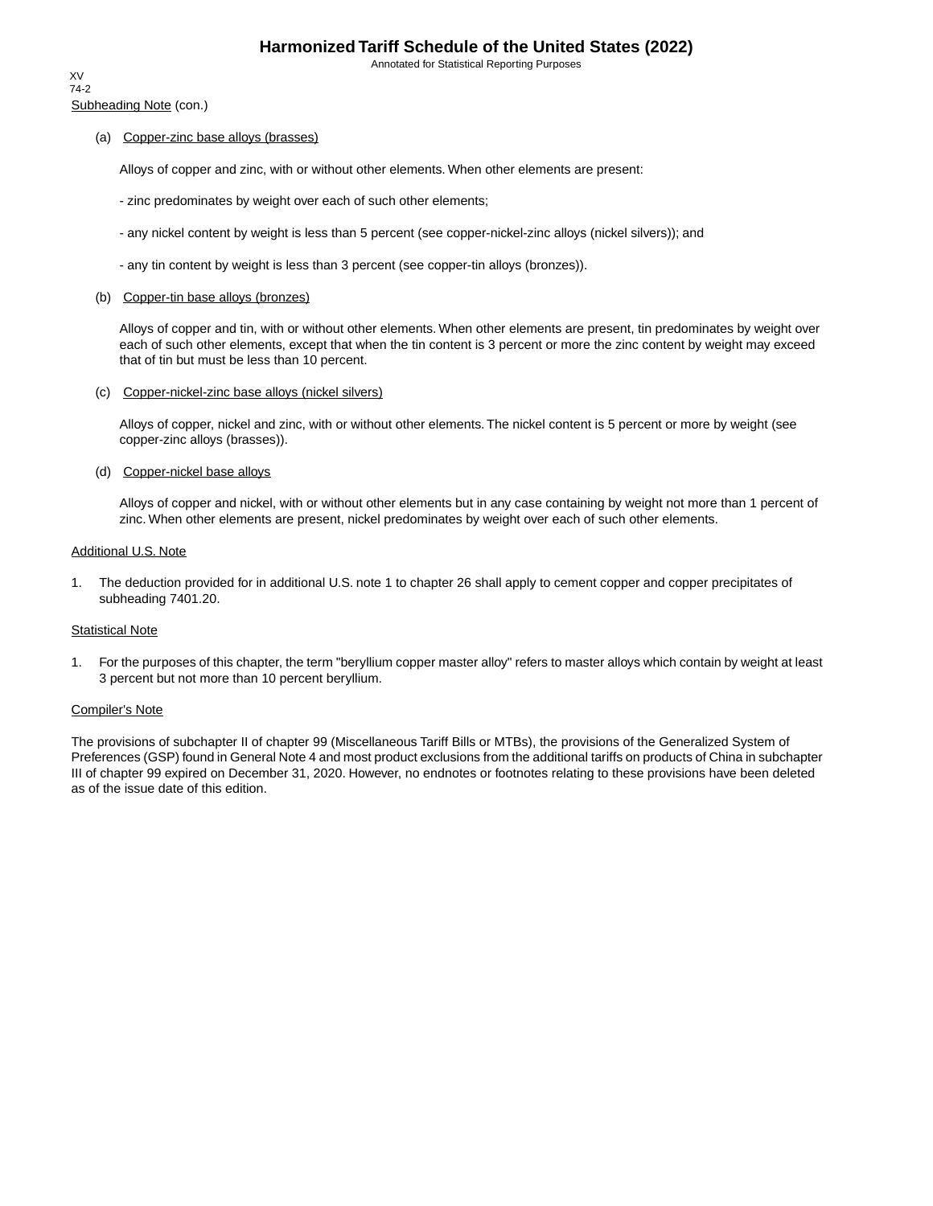Subheading Note (con.)

(a) Copper-zinc base alloys (brasses)

Alloys of copper and zinc, with or without other elements. When other elements are present:

- zinc predominates by weight over each of such other elements;

- any nickel content by weight is less than 5 percent (see copper-nickel-zinc alloys (nickel silvers)); and

- any tin content by weight is less than 3 percent (see copper-tin alloys (bronzes)).

(b) Copper-tin base alloys (bronzes)

Alloys of copper and tin, with or without other elements. When other elements are present, tin predominates by weight over each of such other elements, except that when the tin content is 3 percent or more the zinc content by weight may exceed that of tin but must be less than 10 percent.

(c) Copper-nickel-zinc base alloys (nickel silvers)

Alloys of copper, nickel and zinc, with or without other elements. The nickel content is 5 percent or more by weight (see copper-zinc alloys (brasses)).

(d) Copper-nickel base alloys

Alloys of copper and nickel, with or without other elements but in any case containing by weight not more than 1 percent of zinc. When other elements are present, nickel predominates by weight over each of such other elements.

Additional U.S. Note

1. The deduction provided for in additional U.S. note 1 to chapter 26 shall apply to cement copper and copper precipitates of subheading 7401.20.

Statistical Note

1. For the purposes of this chapter, the term "beryllium copper master alloy" refers to master alloys which contain by weight at least 3 percent but not more than 10 percent beryllium.

Compiler's Note

The provisions of subchapter II of chapter 99 (Miscellaneous Tariff Bills or MTBs), the provisions of the Generalized System of Preferences (GSP) found in General Note 4 and most product exclusions from the additional tariffs on products of China in subchapter III of chapter 99 expired on December 31, 2020. However, no endnotes or footnotes relating to these provisions have been deleted as of the issue date of this edition.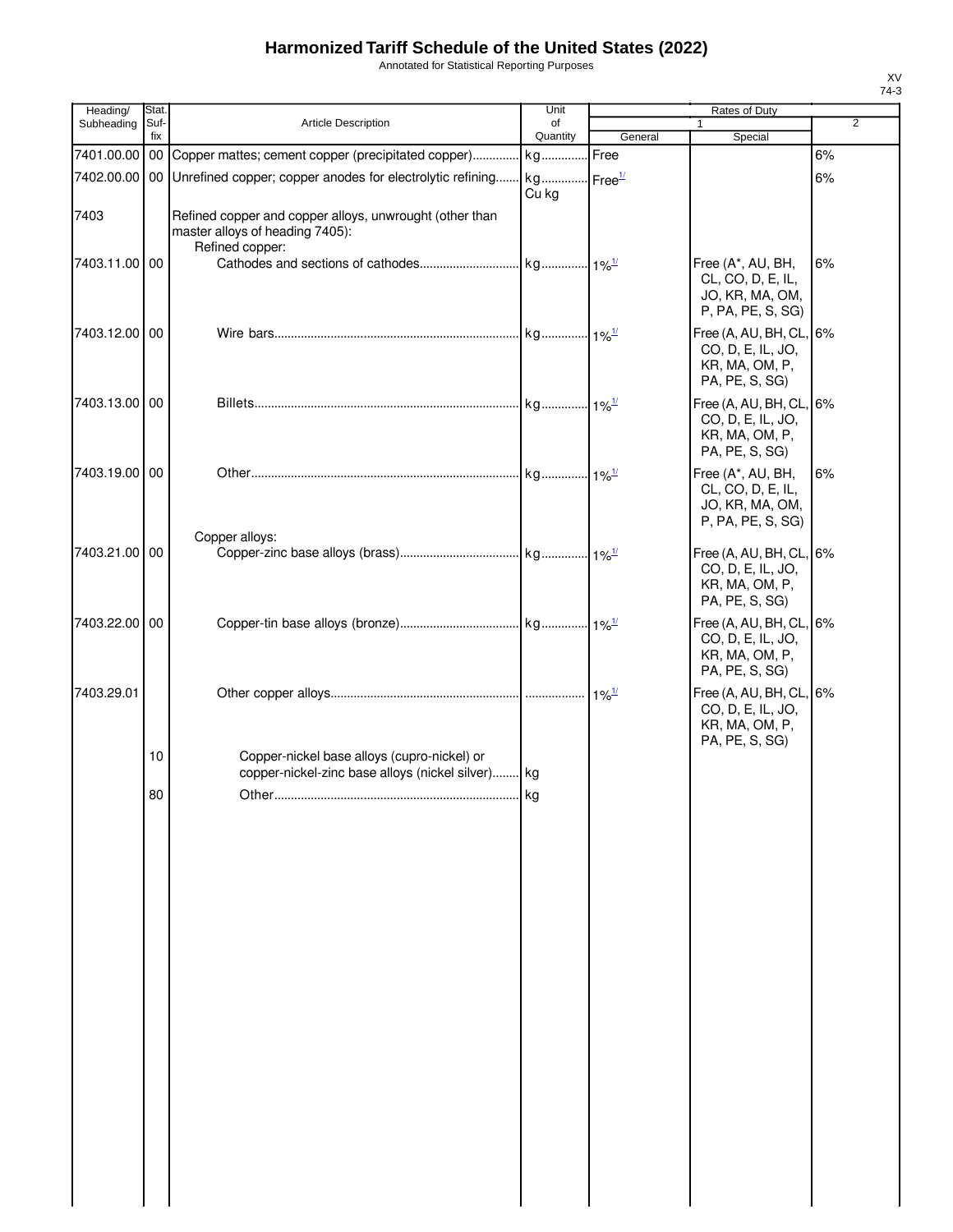# Harmonized Tariff Schedule of the United States (2022)

Annotated for Statistical Reporting Purposes

| Heading/ Subheading | Stat. Suf- fix | Article Description | Unit of Quantity | Rates of Duty 1 General | Special | 2 |
|---|---|---|---|---|---|---|
| 7401.00.00 | 00 | Copper mattes; cement copper (precipitated copper) | kg | Free | | 6% |
| 7402.00.00 | 00 | Unrefined copper; copper anodes for electrolytic refining | kg Cu kg | Free[1/] | | 6% |
| 7403 | | Refined copper and copper alloys, unwrought (other than master alloys of heading 7405): | | | | |
| | | Refined copper: | | | | |
| 7403.11.00 | 00 | Cathodes and sections of cathodes | kg | 1%[1/] | Free (A*, AU, BH, CL, CO, D, E, IL, JO, KR, MA, OM, P, PA, PE, S, SG) | 6% |
| 7403.12.00 | 00 | Wire bars | kg | 1%[1/] | Free (A, AU, BH, CL, CO, D, E, IL, JO, KR, MA, OM, P, PA, PE, S, SG) | 6% |
| 7403.13.00 | 00 | Billets | kg | 1%[1/] | Free (A, AU, BH, CL, CO, D, E, IL, JO, KR, MA, OM, P, PA, PE, S, SG) | 6% |
| 7403.19.00 | 00 | Other | kg | 1%[1/] | Free (A*, AU, BH, CL, CO, D, E, IL, JO, KR, MA, OM, P, PA, PE, S, SG) | 6% |
| | | Copper alloys: | | | | |
| 7403.21.00 | 00 | Copper-zinc base alloys (brass) | kg | 1%[1/] | Free (A, AU, BH, CL, CO, D, E, IL, JO, KR, MA, OM, P, PA, PE, S, SG) | 6% |
| 7403.22.00 | 00 | Copper-tin base alloys (bronze) | kg | 1%[1/] | Free (A, AU, BH, CL, CO, D, E, IL, JO, KR, MA, OM, P, PA, PE, S, SG) | 6% |
| 7403.29.01 | | Other copper alloys | | 1%[1/] | Free (A, AU, BH, CL, CO, D, E, IL, JO, KR, MA, OM, P, PA, PE, S, SG) | 6% |
| | 10 | Copper-nickel base alloys (cupro-nickel) or copper-nickel-zinc base alloys (nickel silver) | kg | | | |
| | 80 | Other | kg | | | |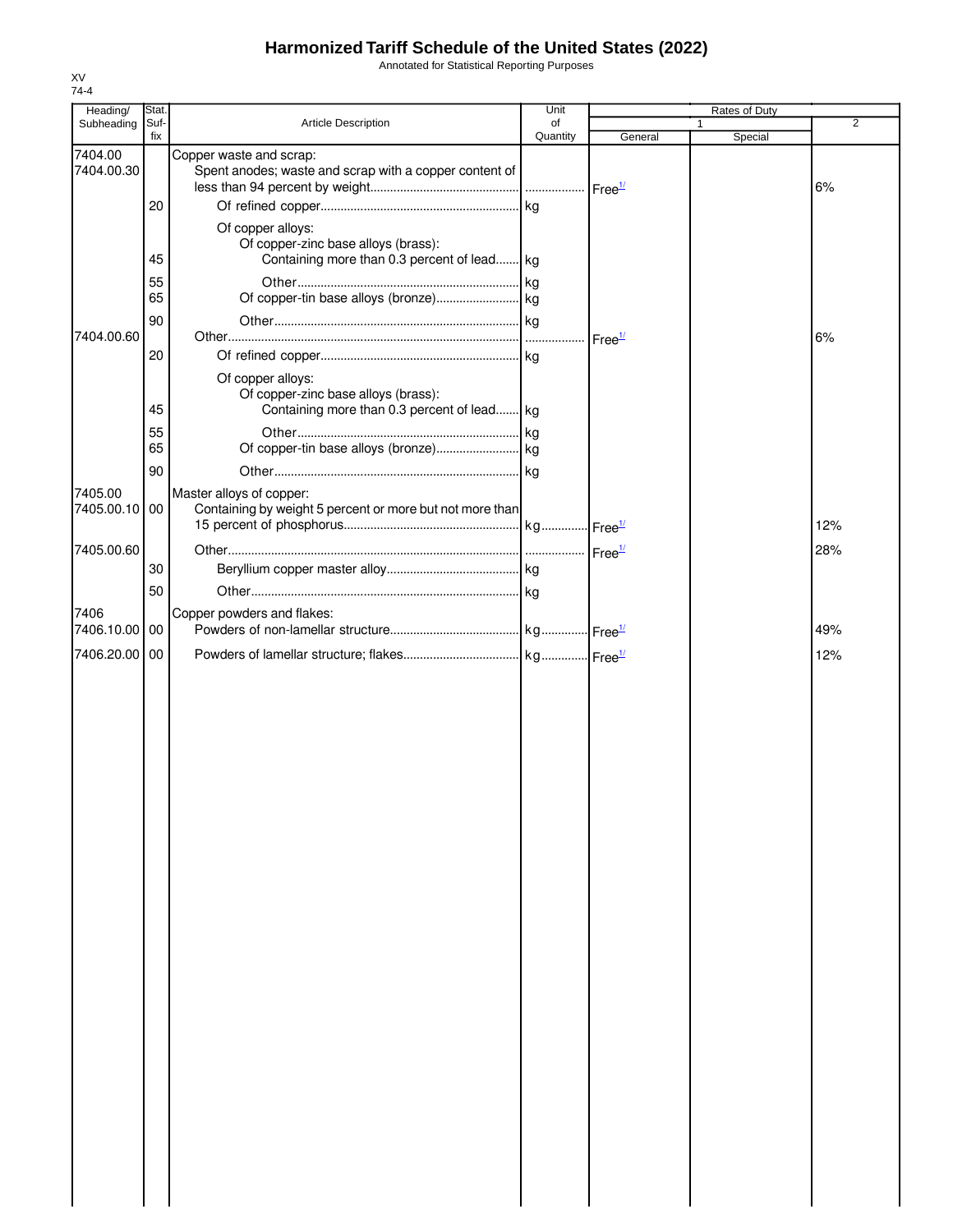# Harmonized Tariff Schedule of the United States (2022)

Annotated for Statistical Reporting Purposes

XV
74-4

| Heading/ Subheading | Stat. Suf-fix | Article Description | Unit of Quantity | Rates of Duty 1 General | Rates of Duty 1 Special | Rates of Duty 2 |
|---|---|---|---|---|---|---|
| 7404.00 | | Copper waste and scrap: | | | | |
| 7404.00.30 | | Spent anodes; waste and scrap with a copper content of less than 94 percent by weight | | Free[1/] | | 6% |
| | 20 | Of refined copper | kg | | | |
| | | Of copper alloys: | | | | |
| | | Of copper-zinc base alloys (brass): | | | | |
| | 45 | Containing more than 0.3 percent of lead | kg | | | |
| | 55 | Other | kg | | | |
| | 65 | Of copper-tin base alloys (bronze) | kg | | | |
| | 90 | Other | kg | | | |
| 7404.00.60 | | Other | | Free[1/] | | 6% |
| | 20 | Of refined copper | kg | | | |
| | | Of copper alloys: | | | | |
| | | Of copper-zinc base alloys (brass): | | | | |
| | 45 | Containing more than 0.3 percent of lead | kg | | | |
| | 55 | Other | kg | | | |
| | 65 | Of copper-tin base alloys (bronze) | kg | | | |
| | 90 | Other | kg | | | |
| 7405.00 | | Master alloys of copper: | | | | |
| 7405.00.10 | 00 | Containing by weight 5 percent or more but not more than 15 percent of phosphorus | kg | Free[1/] | | 12% |
| 7405.00.60 | | Other | | Free[1/] | | 28% |
| | 30 | Beryllium copper master alloy | kg | | | |
| | 50 | Other | kg | | | |
| 7406 | | Copper powders and flakes: | | | | |
| 7406.10.00 | 00 | Powders of non-lamellar structure | kg | Free[1/] | | 49% |
| 7406.20.00 | 00 | Powders of lamellar structure; flakes | kg | Free[1/] | | 12% |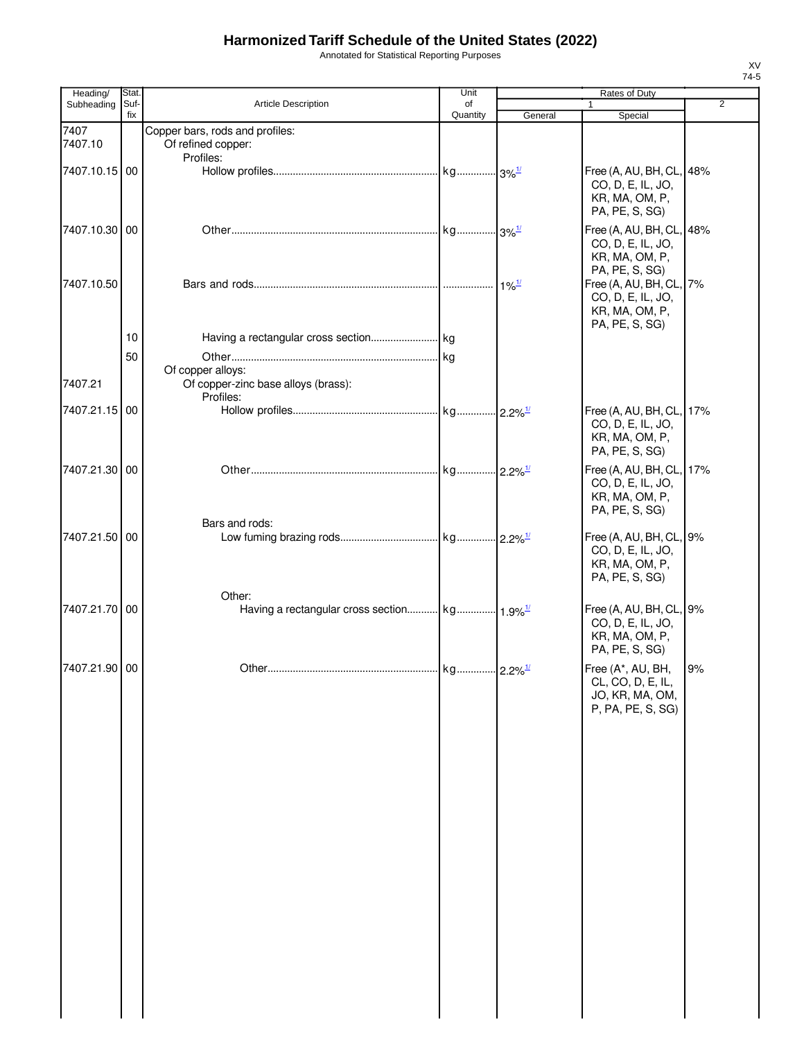# Harmonized Tariff Schedule of the United States (2022)

Annotated for Statistical Reporting Purposes

XV
74-5

| Heading/ Subheading | Stat. Suf- fix | Article Description | Unit of Quantity | Rates of Duty 1 General | Special | 2 |
|---|---|---|---|---|---|---|
| 7407 | | Copper bars, rods and profiles: | | | | |
| 7407.10 | | Of refined copper: | | | | |
| | | Profiles: | | | | |
| 7407.10.15 | 00 | Hollow profiles | kg | 3%[1/] | Free (A, AU, BH, CL, CO, D, E, IL, JO, KR, MA, OM, P, PA, PE, S, SG) | 48% |
| 7407.10.30 | 00 | Other | kg | 3%[1/] | Free (A, AU, BH, CL, CO, D, E, IL, JO, KR, MA, OM, P, PA, PE, S, SG) | 48% |
| 7407.10.50 | | Bars and rods | | 1%[1/] | Free (A, AU, BH, CL, CO, D, E, IL, JO, KR, MA, OM, P, PA, PE, S, SG) | 7% |
| | 10 | Having a rectangular cross section | kg | | | |
| | 50 | Other | kg | | | |
| | | Of copper alloys: | | | | |
| 7407.21 | | Of copper-zinc base alloys (brass): | | | | |
| | | Profiles: | | | | |
| 7407.21.15 | 00 | Hollow profiles | kg | 2.2%[1/] | Free (A, AU, BH, CL, CO, D, E, IL, JO, KR, MA, OM, P, PA, PE, S, SG) | 17% |
| 7407.21.30 | 00 | Other | kg | 2.2%[1/] | Free (A, AU, BH, CL, CO, D, E, IL, JO, KR, MA, OM, P, PA, PE, S, SG) | 17% |
| | | Bars and rods: | | | | |
| 7407.21.50 | 00 | Low fuming brazing rods | kg | 2.2%[1/] | Free (A, AU, BH, CL, CO, D, E, IL, JO, KR, MA, OM, P, PA, PE, S, SG) | 9% |
| | | Other: | | | | |
| 7407.21.70 | 00 | Having a rectangular cross section | kg | 1.9%[1/] | Free (A, AU, BH, CL, CO, D, E, IL, JO, KR, MA, OM, P, PA, PE, S, SG) | 9% |
| 7407.21.90 | 00 | Other | kg | 2.2%[1/] | Free (A*, AU, BH, CL, CO, D, E, IL, JO, KR, MA, OM, P, PA, PE, S, SG) | 9% |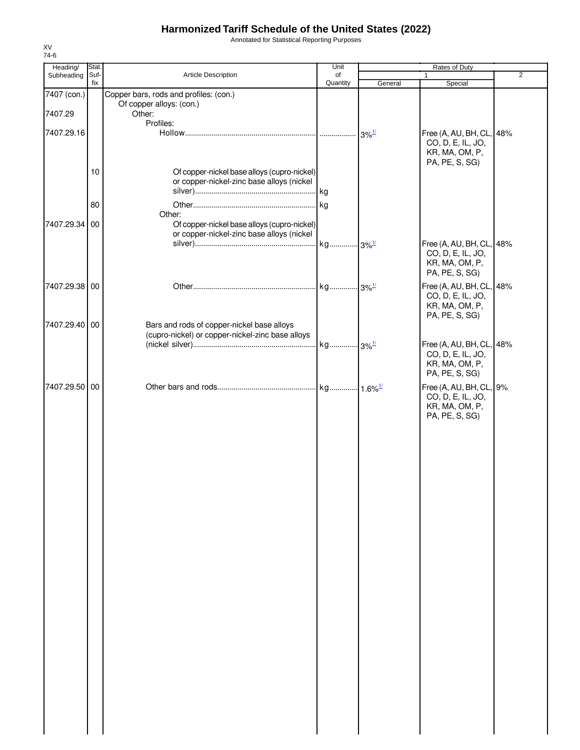# Harmonized Tariff Schedule of the United States (2022)

Annotated for Statistical Reporting Purposes

XV
74-6

| Heading/ Subheading | Stat. Suf- fix | Article Description | Unit of Quantity | Rates of Duty 1 General | Rates of Duty 1 Special | Rates of Duty 2 |
|---|---|---|---|---|---|---|
| 7407 (con.) | | Copper bars, rods and profiles: (con.) | | | | |
| | | Of copper alloys: (con.) | | | | |
| 7407.29 | | Other: | | | | |
| | | Profiles: | | | | |
| 7407.29.16 | | Hollow | | 3%[1/] | Free (A, AU, BH, CL, CO, E, IL, JO, KR, MA, OM, P, PA, PE, S, SG) | 48% |
| | 10 | Of copper-nickel base alloys (cupro-nickel) or copper-nickel-zinc base alloys (nickel silver) | kg | | | |
| | 80 | Other | kg | | | |
| | | Other: | | | | |
| 7407.29.34 | 00 | Of copper-nickel base alloys (cupro-nickel) or copper-nickel-zinc base alloys (nickel silver) | kg | 3%[1/] | Free (A, AU, BH, CL, CO, D, E, IL, JO, KR, MA, OM, P, PA, PE, S, SG) | 48% |
| 7407.29.38 | 00 | Other | kg | 3%[1/] | Free (A, AU, BH, CL, CO, D, E, IL, JO, KR, MA, OM, P, PA, PE, S, SG) | 48% |
| 7407.29.40 | 00 | Bars and rods of copper-nickel base alloys (cupro-nickel) or copper-nickel-zinc base alloys (nickel silver) | kg | 3%[1/] | Free (A, AU, BH, CL, CO, D, E, IL, JO, KR, MA, OM, P, PA, PE, S, SG) | 48% |
| 7407.29.50 | 00 | Other bars and rods | kg | 1.6%[1/] | Free (A, AU, BH, CL, CO, D, E, IL, JO, KR, MA, OM, P, PA, PE, S, SG) | 9% |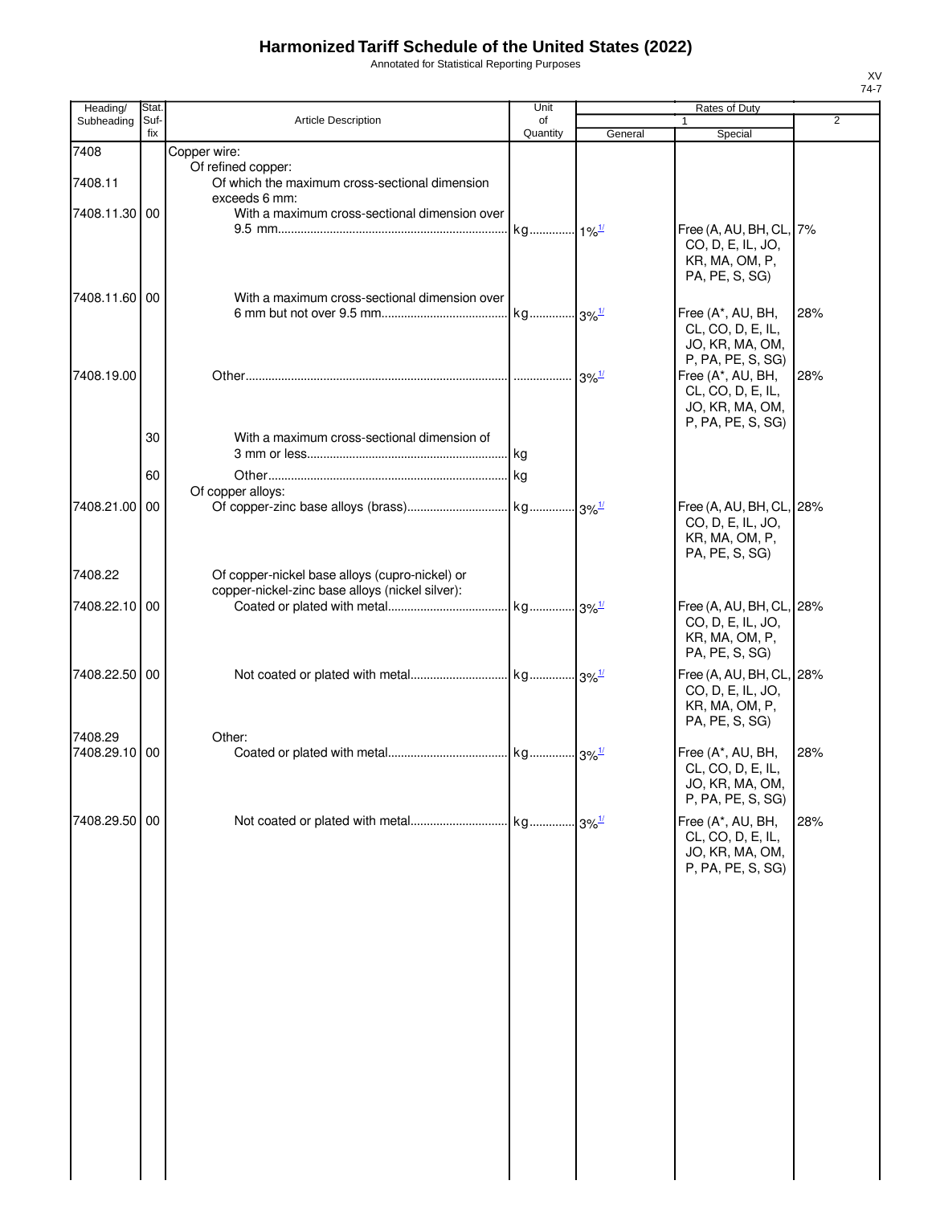# Harmonized Tariff Schedule of the United States (2022)

Annotated for Statistical Reporting Purposes

XV
74-7

| Heading/ Subheading | Stat. Suf- fix | Article Description | Unit of Quantity | Rates of Duty | | |
|---|---|---|---|---|---|---|
| | | | | 1 | | 2 |
| | | | | General | Special | |
| 7408 | | Copper wire: | | | | |
| | | Of refined copper: | | | | |
| 7408.11 | | Of which the maximum cross-sectional dimension exceeds 6 mm: | | | | |
| 7408.11.30 | 00 | With a maximum cross-sectional dimension over 9.5 mm | kg | 1%[1/] | Free (A, AU, BH, CL, CO, D, E, IL, JO, KR, MA, OM, P, PA, PE, S, SG) | 7% |
| 7408.11.60 | 00 | With a maximum cross-sectional dimension over 6 mm but not over 9.5 mm | kg | 3%[1/] | Free (A*, AU, BH, CL, CO, D, E, IL, JO, KR, MA, OM, P, PA, PE, S, SG) | 28% |
| 7408.19.00 | | Other | | 3%[1/] | Free (A*, AU, BH, CL, CO, D, E, IL, JO, KR, MA, OM, P, PA, PE, S, SG) | 28% |
| | 30 | With a maximum cross-sectional dimension of 3 mm or less | kg | | | |
| | 60 | Other | kg | | | |
| | | Of copper alloys: | | | | |
| 7408.21.00 | 00 | Of copper-zinc base alloys (brass) | kg | 3%[1/] | Free (A, AU, BH, CL, CO, D, E, IL, JO, KR, MA, OM, P, PA, PE, S, SG) | 28% |
| 7408.22 | | Of copper-nickel base alloys (cupro-nickel) or copper-nickel-zinc base alloys (nickel silver): | | | | |
| 7408.22.10 | 00 | Coated or plated with metal | kg | 3%[1/] | Free (A, AU, BH, CL, CO, D, E, IL, JO, KR, MA, OM, P, PA, PE, S, SG) | 28% |
| 7408.22.50 | 00 | Not coated or plated with metal | kg | 3%[1/] | Free (A, AU, BH, CL, CO, D, E, IL, JO, KR, MA, OM, P, PA, PE, S, SG) | 28% |
| 7408.29 | | Other: | | | | |
| 7408.29.10 | 00 | Coated or plated with metal | kg | 3%[1/] | Free (A*, AU, BH, CL, CO, D, E, IL, JO, KR, MA, OM, P, PA, PE, S, SG) | 28% |
| 7408.29.50 | 00 | Not coated or plated with metal | kg | 3%[1/] | Free (A*, AU, BH, CL, CO, D, E, IL, JO, KR, MA, OM, P, PA, PE, S, SG) | 28% |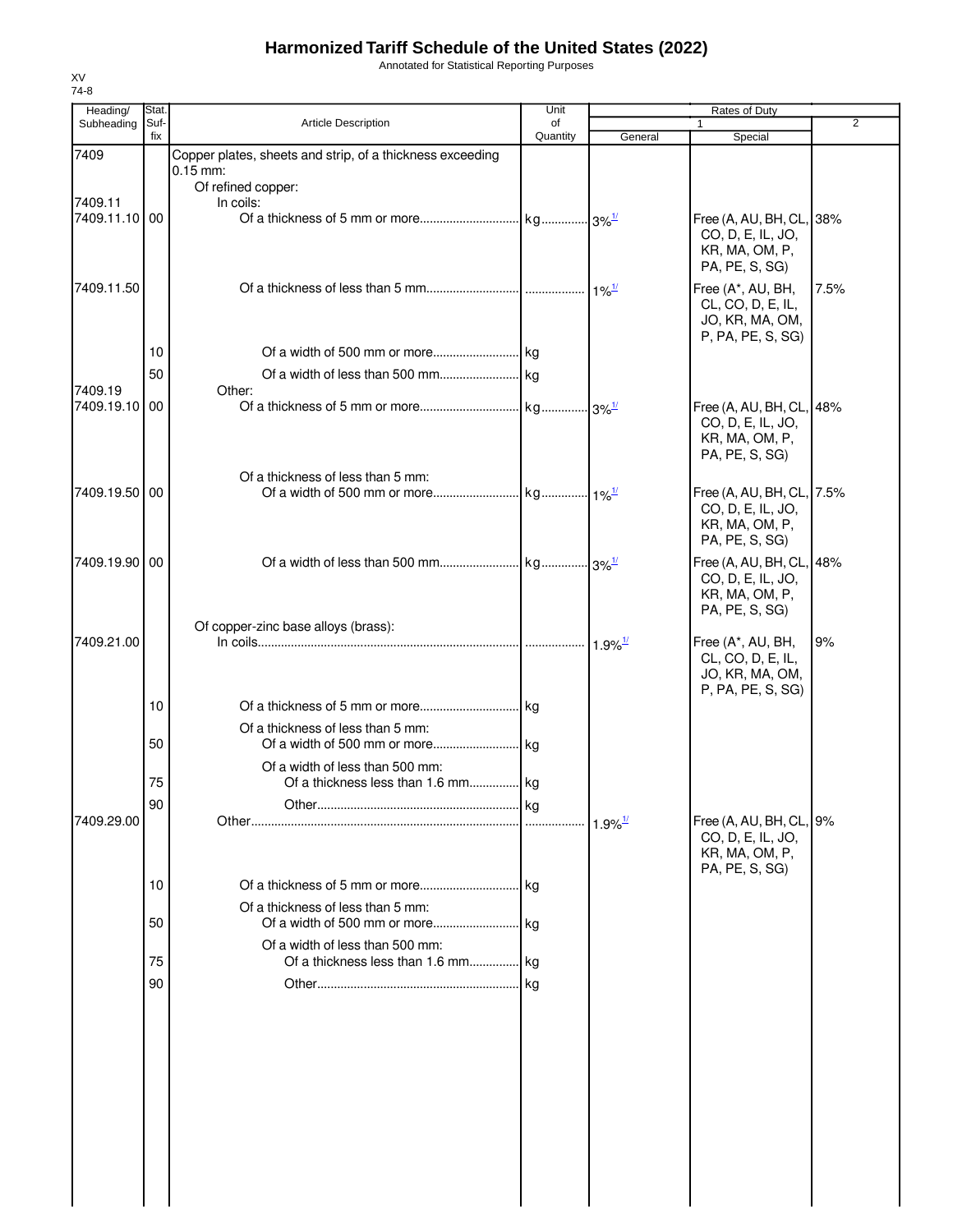# Harmonized Tariff Schedule of the United States (2022)

Annotated for Statistical Reporting Purposes

XV
74-8

| Heading/ Subheading | Stat. Suf- fix | Article Description | Unit of Quantity | Rates of Duty 1 General | Special | 2 |
|---|---|---|---|---|---|---|
| 7409 | | Copper plates, sheets and strip, of a thickness exceeding 0.15 mm: | | | | |
| | | Of refined copper: | | | | |
| 7409.11 | | In coils: | | | | |
| 7409.11.10 | 00 | Of a thickness of 5 mm or more | kg | 3%[1/] | Free (A, AU, BH, CL, CO, D, E, IL, JO, KR, MA, OM, P, PA, PE, S, SG) | 38% |
| 7409.11.50 | | Of a thickness of less than 5 mm | | 1%[1/] | Free (A*, AU, BH, CL, CO, D, E, IL, JO, KR, MA, OM, P, PA, PE, S, SG) | 7.5% |
| | 10 | Of a width of 500 mm or more | kg | | | |
| | 50 | Of a width of less than 500 mm | kg | | | |
| 7409.19 | | Other: | | | | |
| 7409.19.10 | 00 | Of a thickness of 5 mm or more | kg | 3%[1/] | Free (A, AU, BH, CL, CO, D, E, IL, JO, KR, MA, OM, P, PA, PE, S, SG) | 48% |
| | | Of a thickness of less than 5 mm: | | | | |
| 7409.19.50 | 00 | Of a width of 500 mm or more | kg | 1%[1/] | Free (A, AU, BH, CL, CO, D, E, IL, JO, KR, MA, OM, P, PA, PE, S, SG) | 7.5% |
| 7409.19.90 | 00 | Of a width of less than 500 mm | kg | 3%[1/] | Free (A, AU, BH, CL, CO, D, E, IL, JO, KR, MA, OM, P, PA, PE, S, SG) | 48% |
| | | Of copper-zinc base alloys (brass): | | | | |
| 7409.21.00 | | In coils | | 1.9%[1/] | Free (A*, AU, BH, CL, CO, D, E, IL, JO, KR, MA, OM, P, PA, PE, S, SG) | 9% |
| | 10 | Of a thickness of 5 mm or more | kg | | | |
| | | Of a thickness of less than 5 mm: | | | | |
| | 50 | Of a width of 500 mm or more | kg | | | |
| | | Of a width of less than 500 mm: | | | | |
| | 75 | Of a thickness less than 1.6 mm | kg | | | |
| | 90 | Other | kg | | | |
| 7409.29.00 | | Other | | 1.9%[1/] | Free (A, AU, BH, CL, CO, D, E, IL, JO, KR, MA, OM, P, PA, PE, S, SG) | 9% |
| | 10 | Of a thickness of 5 mm or more | kg | | | |
| | | Of a thickness of less than 5 mm: | | | | |
| | 50 | Of a width of 500 mm or more | kg | | | |
| | | Of a width of less than 500 mm: | | | | |
| | 75 | Of a thickness less than 1.6 mm | kg | | | |
| | 90 | Other | kg | | | |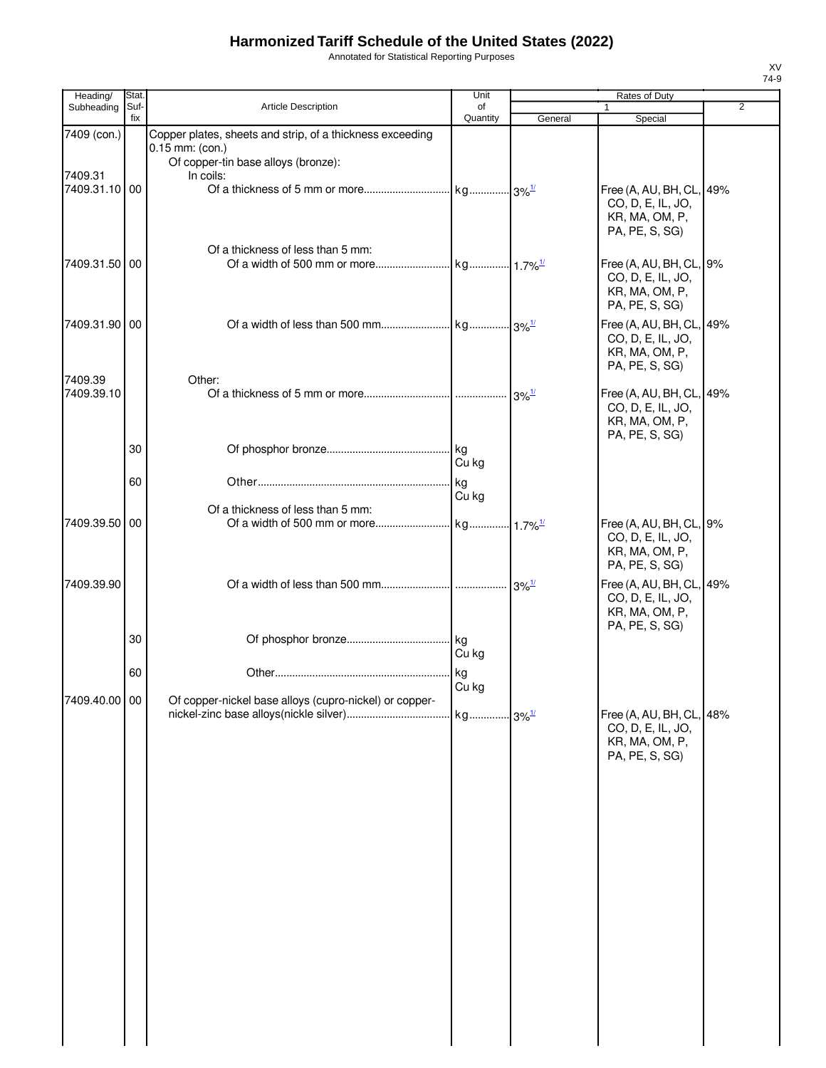# Harmonized Tariff Schedule of the United States (2022)

Annotated for Statistical Reporting Purposes

XV
74-9

| Heading/ Subheading | Stat. Suf- fix | Article Description | Unit of Quantity | Rates of Duty 1 General | Special | 2 |
|---|---|---|---|---|---|---|
| 7409 (con.) | | Copper plates, sheets and strip, of a thickness exceeding 0.15 mm: (con.) | | | | |
| | | Of copper-tin base alloys (bronze): | | | | |
| 7409.31 | | In coils: | | | | |
| 7409.31.10 | 00 | Of a thickness of 5 mm or more | kg | 3%[1/] | Free (A, AU, BH, CL, CO, D, E, IL, JO, KR, MA, OM, P, PA, PE, S, SG) | 49% |
| | | Of a thickness of less than 5 mm: | | | | |
| 7409.31.50 | 00 | Of a width of 500 mm or more | kg | 1.7%[1/] | Free (A, AU, BH, CL, CO, D, E, IL, JO, KR, MA, OM, P, PA, PE, S, SG) | 9% |
| 7409.31.90 | 00 | Of a width of less than 500 mm | kg | 3%[1/] | Free (A, AU, BH, CL, CO, D, E, IL, JO, KR, MA, OM, P, PA, PE, S, SG) | 49% |
| 7409.39 | | Other: | | | | |
| 7409.39.10 | | Of a thickness of 5 mm or more | | 3%[1/] | Free (A, AU, BH, CL, CO, D, E, IL, JO, KR, MA, OM, P, PA, PE, S, SG) | 49% |
| | 30 | Of phosphor bronze | kg Cu kg | | | |
| | 60 | Other | kg Cu kg | | | |
| | | Of a thickness of less than 5 mm: | | | | |
| 7409.39.50 | 00 | Of a width of 500 mm or more | kg | 1.7%[1/] | Free (A, AU, BH, CL, CO, D, E, IL, JO, KR, MA, OM, P, PA, PE, S, SG) | 9% |
| 7409.39.90 | | Of a width of less than 500 mm | | 3%[1/] | Free (A, AU, BH, CL, CO, D, E, IL, JO, KR, MA, OM, P, PA, PE, S, SG) | 49% |
| | 30 | Of phosphor bronze | kg Cu kg | | | |
| | 60 | Other | kg Cu kg | | | |
| 7409.40.00 | 00 | Of copper-nickel base alloys (cupro-nickel) or copper-nickel-zinc base alloys(nickle silver) | kg | 3%[1/] | Free (A, AU, BH, CL, CO, D, E, IL, JO, KR, MA, OM, P, PA, PE, S, SG) | 48% |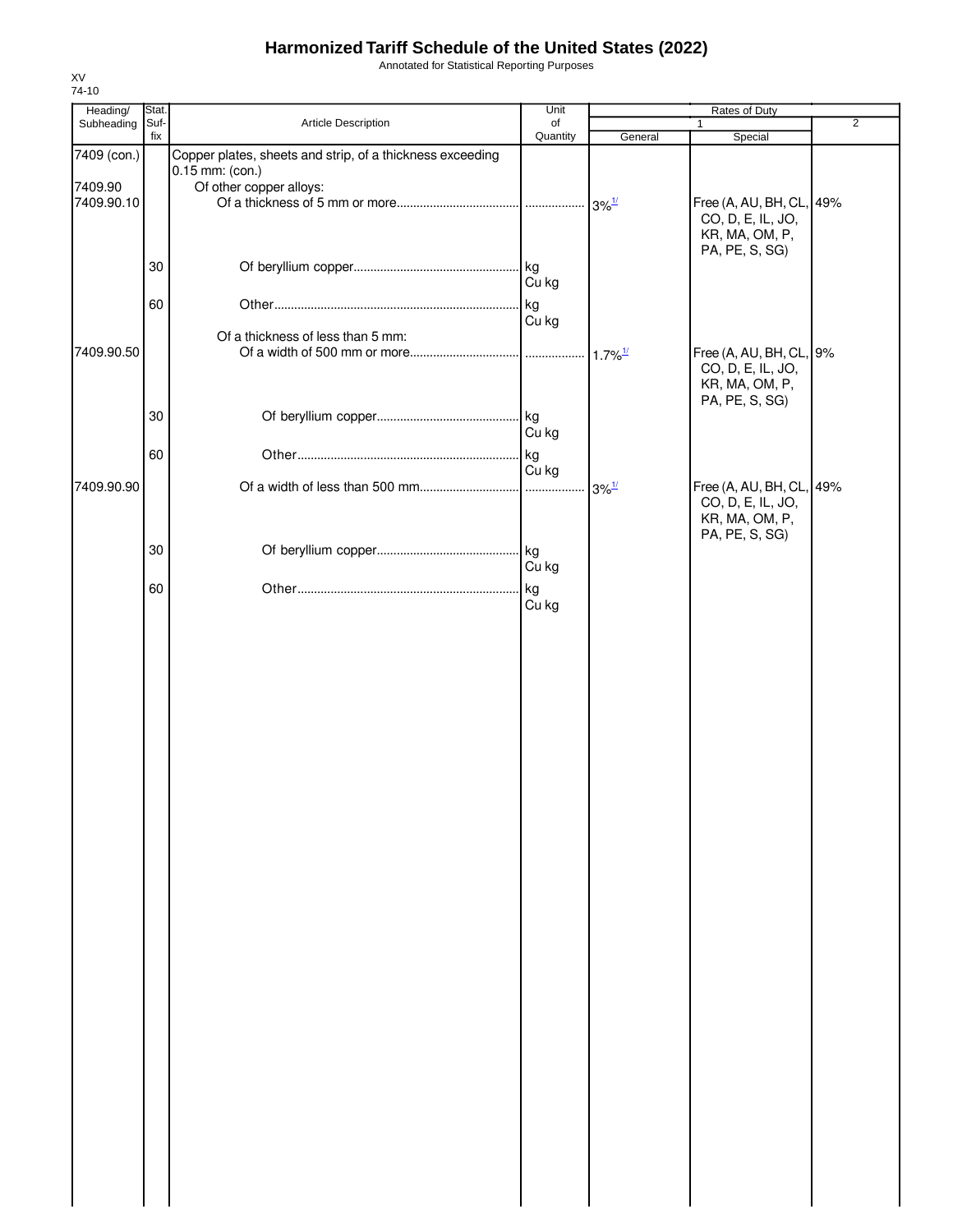# Harmonized Tariff Schedule of the United States (2022)

Annotated for Statistical Reporting Purposes

XV
74-10

| Heading/ Subheading | Stat. Suf- fix | Article Description | Unit of Quantity | Rates of Duty 1 General | Special | 2 |
|---|---|---|---|---|---|---|
| 7409 (con.) | | Copper plates, sheets and strip, of a thickness exceeding 0.15 mm: (con.) | | | | |
| 7409.90 | | Of other copper alloys: | | | | |
| 7409.90.10 | | Of a thickness of 5 mm or more | | 3% [1/] | Free (A, AU, BH, CL, CO, D, E, IL, JO, KR, MA, OM, P, PA, PE, S, SG) | 49% |
| | 30 | Of beryllium copper | kg Cu kg | | | |
| | 60 | Other | kg Cu kg | | | |
| | | Of a thickness of less than 5 mm: | | | | |
| 7409.90.50 | | Of a width of 500 mm or more | | 1.7% [1/] | Free (A, AU, BH, CL, CO, D, E, IL, JO, KR, MA, OM, P, PA, PE, S, SG) | 9% |
| | 30 | Of beryllium copper | kg Cu kg | | | |
| | 60 | Other | kg Cu kg | | | |
| 7409.90.90 | | Of a width of less than 500 mm | | 3% [1/] | Free (A, AU, BH, CL, CO, D, E, IL, JO, KR, MA, OM, P, PA, PE, S, SG) | 49% |
| | 30 | Of beryllium copper | kg Cu kg | | | |
| | 60 | Other | kg Cu kg | | | |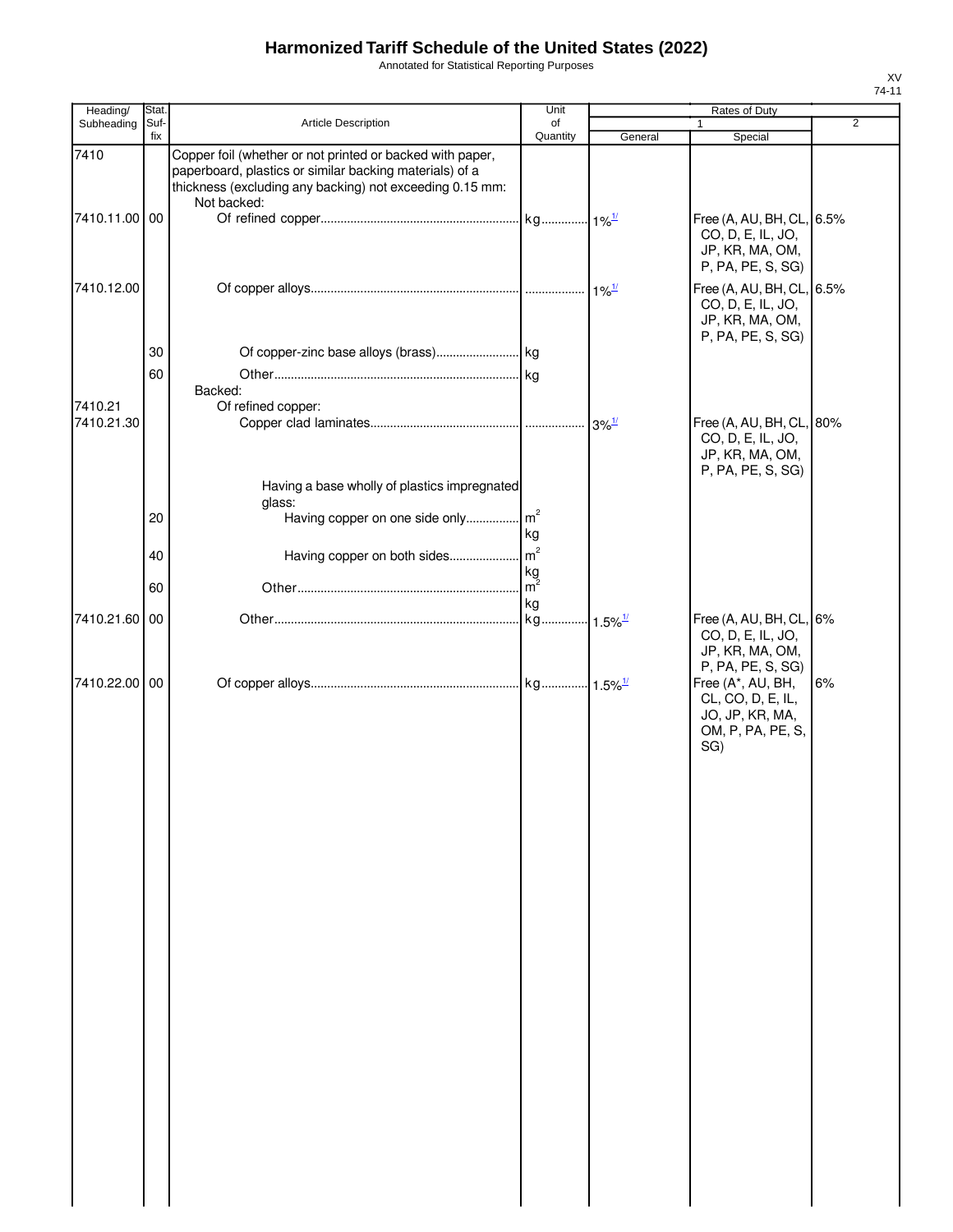# Harmonized Tariff Schedule of the United States (2022)

Annotated for Statistical Reporting Purposes

XV
74-11

| Heading/ Subheading | Stat. Suf- fix | Article Description | Unit of Quantity | Rates of Duty 1 General | Special | 2 |
|---|---|---|---|---|---|---|
| 7410 | | Copper foil (whether or not printed or backed with paper, paperboard, plastics or similar backing materials) of a thickness (excluding any backing) not exceeding 0.15 mm: | | | | |
| | | Not backed: | | | | |
| 7410.11.00 | 00 | Of refined copper | kg | 1%[1/] | Free (A, AU, BH, CL, CO, D, E, IL, JO, JP, KR, MA, OM, P, PA, PE, S, SG) | 6.5% |
| 7410.12.00 | | Of copper alloys | | 1%[1/] | Free (A, AU, BH, CL, CO, D, E, IL, JO, JP, KR, MA, OM, P, PA, PE, S, SG) | 6.5% |
| | 30 | Of copper-zinc base alloys (brass) | kg | | | |
| | 60 | Other | kg | | | |
| | | Backed: | | | | |
| 7410.21 | | Of refined copper: | | | | |
| 7410.21.30 | | Copper clad laminates | | 3%[1/] | Free (A, AU, BH, CL, CO, D, E, IL, JO, JP, KR, MA, OM, P, PA, PE, S, SG) | 80% |
| | | Having a base wholly of plastics impregnated glass: | | | | |
| | 20 | Having copper on one side only | $m^2$ kg | | | |
| | 40 | Having copper on both sides | $m^2$ kg | | | |
| | 60 | Other | $m^2$ kg | | | |
| 7410.21.60 | 00 | Other | kg | 1.5%[1/] | Free (A, AU, BH, CL, CO, D, E, IL, JO, JP, KR, MA, OM, P, PA, PE, S, SG) | 6% |
| 7410.22.00 | 00 | Of copper alloys | kg | 1.5%[1/] | Free (A*, AU, BH, CL, CO, D, E, IL, JO, JP, KR, MA, OM, P, PA, PE, S, SG) | 6% |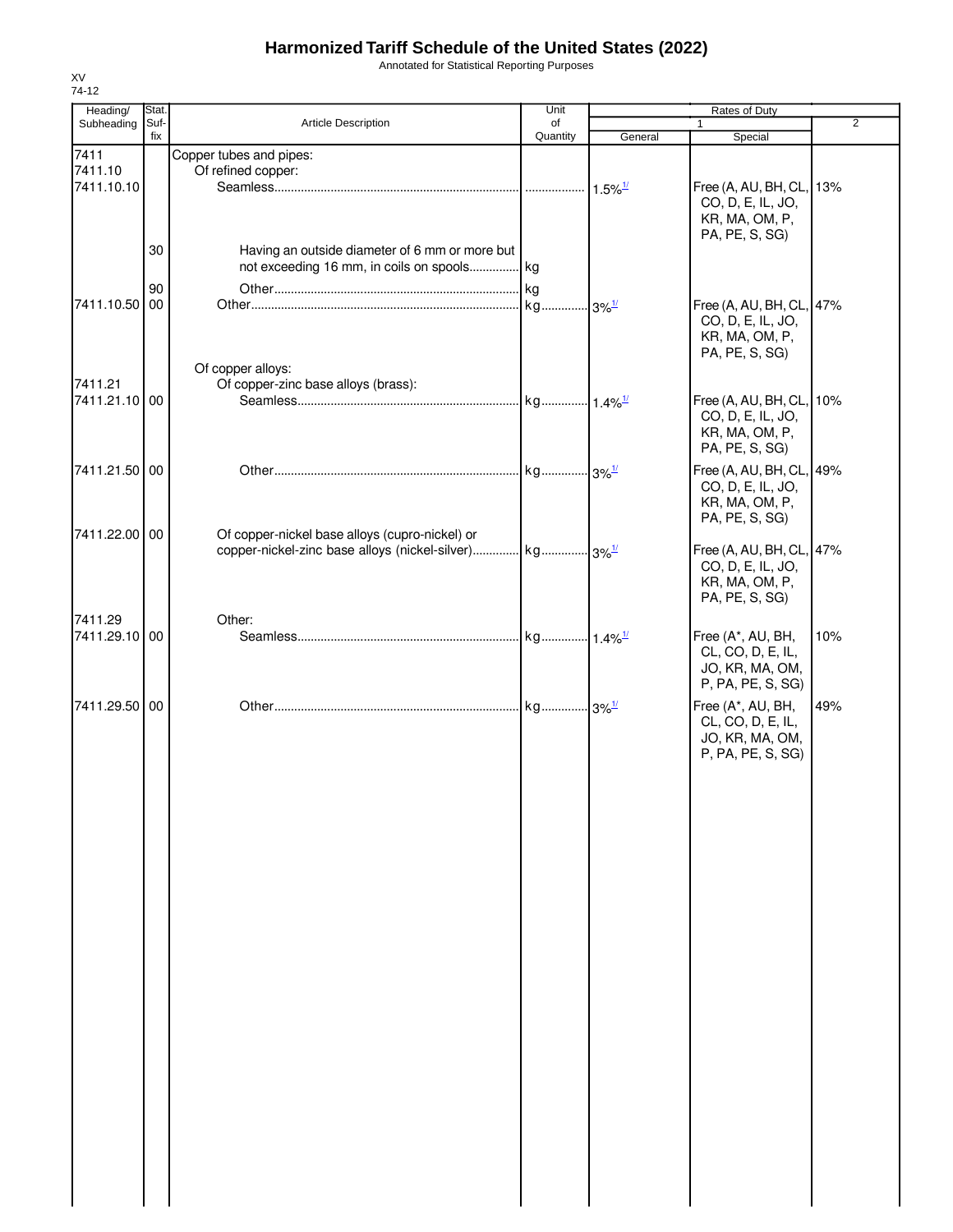# Harmonized Tariff Schedule of the United States (2022)

Annotated for Statistical Reporting Purposes

XV
74-12

| Heading/ Subheading | Stat. Suf-fix | Article Description | Unit of Quantity | Rates of Duty | | |
|---|---|---|---|---|---|---|
| | | | | 1 | | 2 |
| | | | | General | Special | |
| 7411 | | Copper tubes and pipes: | | | | |
| 7411.10 | | Of refined copper: | | | | |
| 7411.10.10 | | Seamless | | 1.5%[1/] | Free (A, AU, BH, CL, CO, D, E, IL, JO, KR, MA, OM, P, PA, PE, S, SG) | 13% |
| | 30 | Having an outside diameter of 6 mm or more but not exceeding 16 mm, in coils on spools | kg | | | |
| | 90 | Other | kg | | | |
| 7411.10.50 | 00 | Other | kg | 3%[1/] | Free (A, AU, BH, CL, CO, D, E, IL, JO, KR, MA, OM, P, PA, PE, S, SG) | 47% |
| | | Of copper alloys: | | | | |
| 7411.21 | | Of copper-zinc base alloys (brass): | | | | |
| 7411.21.10 | 00 | Seamless | kg | 1.4%[1/] | Free (A, AU, BH, CL, CO, D, E, IL, JO, KR, MA, OM, P, PA, PE, S, SG) | 10% |
| 7411.21.50 | 00 | Other | kg | 3%[1/] | Free (A, AU, BH, CL, CO, D, E, IL, JO, KR, MA, OM, P, PA, PE, S, SG) | 49% |
| 7411.22.00 | 00 | Of copper-nickel base alloys (cupro-nickel) or copper-nickel-zinc base alloys (nickel-silver) | kg | 3%[1/] | Free (A, AU, BH, CL, CO, D, E, IL, JO, KR, MA, OM, P, PA, PE, S, SG) | 47% |
| 7411.29 | | Other: | | | | |
| 7411.29.10 | 00 | Seamless | kg | 1.4%[1/] | Free (A*, AU, BH, CL, CO, D, E, IL, JO, KR, MA, OM, P, PA, PE, S, SG) | 10% |
| 7411.29.50 | 00 | Other | kg | 3%[1/] | Free (A*, AU, BH, CL, CO, D, E, IL, JO, KR, MA, OM, P, PA, PE, S, SG) | 49% |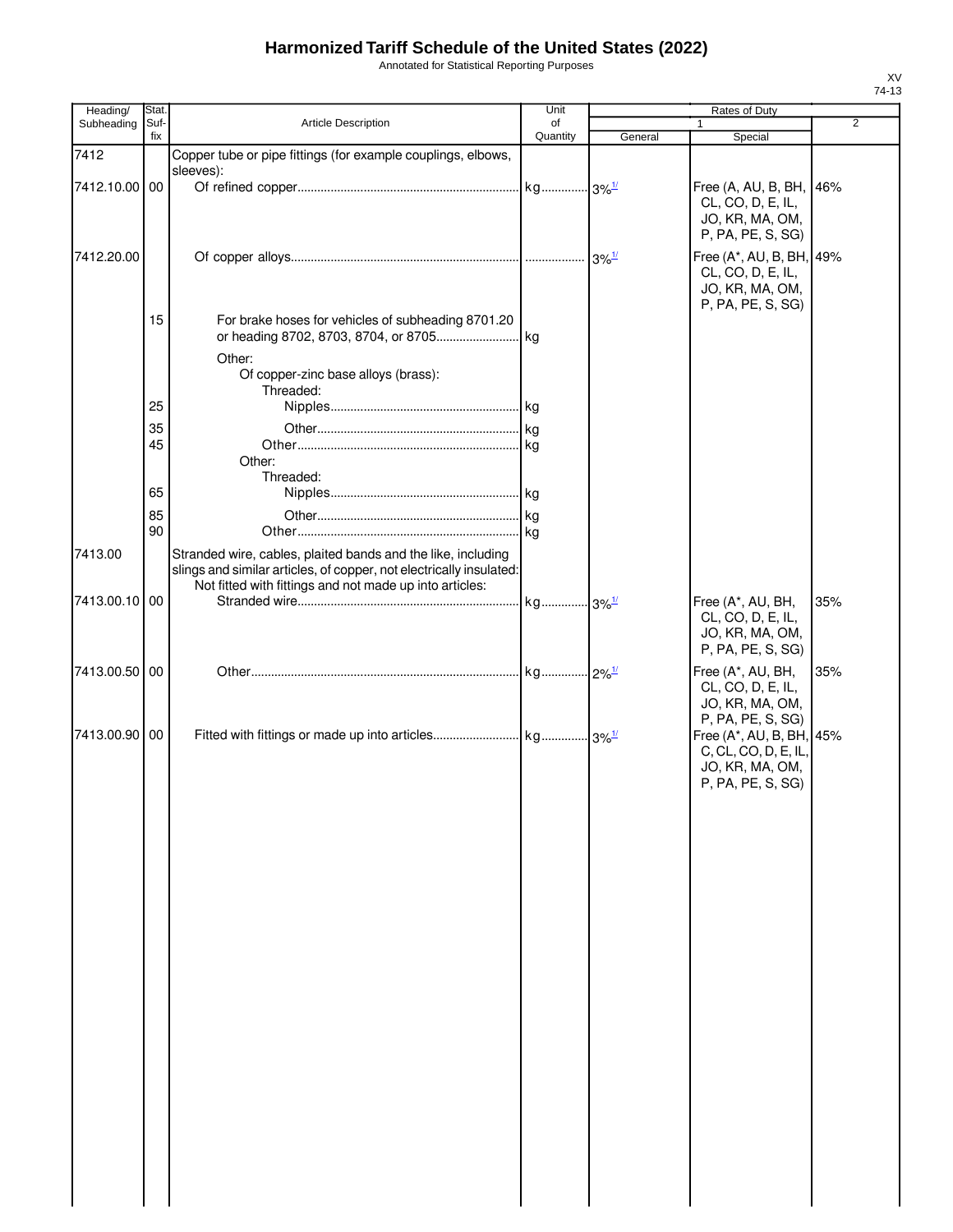# Harmonized Tariff Schedule of the United States (2022)

Annotated for Statistical Reporting Purposes

XV
74-13

| Heading/ Subheading | Stat. Suf-fix | Article Description | Unit of Quantity | Rates of Duty 1 General | Special | 2 |
|---|---|---|---|---|---|---|
| 7412 | | Copper tube or pipe fittings (for example couplings, elbows, sleeves): | | | | |
| 7412.10.00 | 00 | Of refined copper | kg | 3% [1/] | Free (A, AU, B, BH, CL, CO, D, E, IL, JO, KR, MA, OM, P, PA, PE, S, SG) | 46% |
| 7412.20.00 | | Of copper alloys | | 3% [1/] | Free (A*, AU, B, BH, CL, CO, D, E, IL, JO, KR, MA, OM, P, PA, PE, S, SG) | 49% |
| | 15 | For brake hoses for vehicles of subheading 8701.20 or heading 8702, 8703, 8704, or 8705 | kg | | | |
| | | Other: | | | | |
| | | Of copper-zinc base alloys (brass): | | | | |
| | | Threaded: | | | | |
| | 25 | Nipples | kg | | | |
| | 35 | Other | kg | | | |
| | 45 | Other | kg | | | |
| | | Other: | | | | |
| | | Threaded: | | | | |
| | 65 | Nipples | kg | | | |
| | 85 | Other | kg | | | |
| | 90 | Other | kg | | | |
| 7413.00 | | Stranded wire, cables, plaited bands and the like, including slings and similar articles, of copper, not electrically insulated: | | | | |
| | | Not fitted with fittings and not made up into articles: | | | | |
| 7413.00.10 | 00 | Stranded wire | kg | 3% [1/] | Free (A*, AU, BH, CL, CO, D, E, IL, JO, KR, MA, OM, P, PA, PE, S, SG) | 35% |
| 7413.00.50 | 00 | Other | kg | 2% [1/] | Free (A*, AU, BH, CL, CO, D, E, IL, JO, KR, MA, OM, P, PA, PE, S, SG) | 35% |
| 7413.00.90 | 00 | Fitted with fittings or made up into articles | kg | 3% [1/] | Free (A*, AU, B, BH, C, CL, CO, D, E, IL, JO, KR, MA, OM, P, PA, PE, S, SG) | 45% |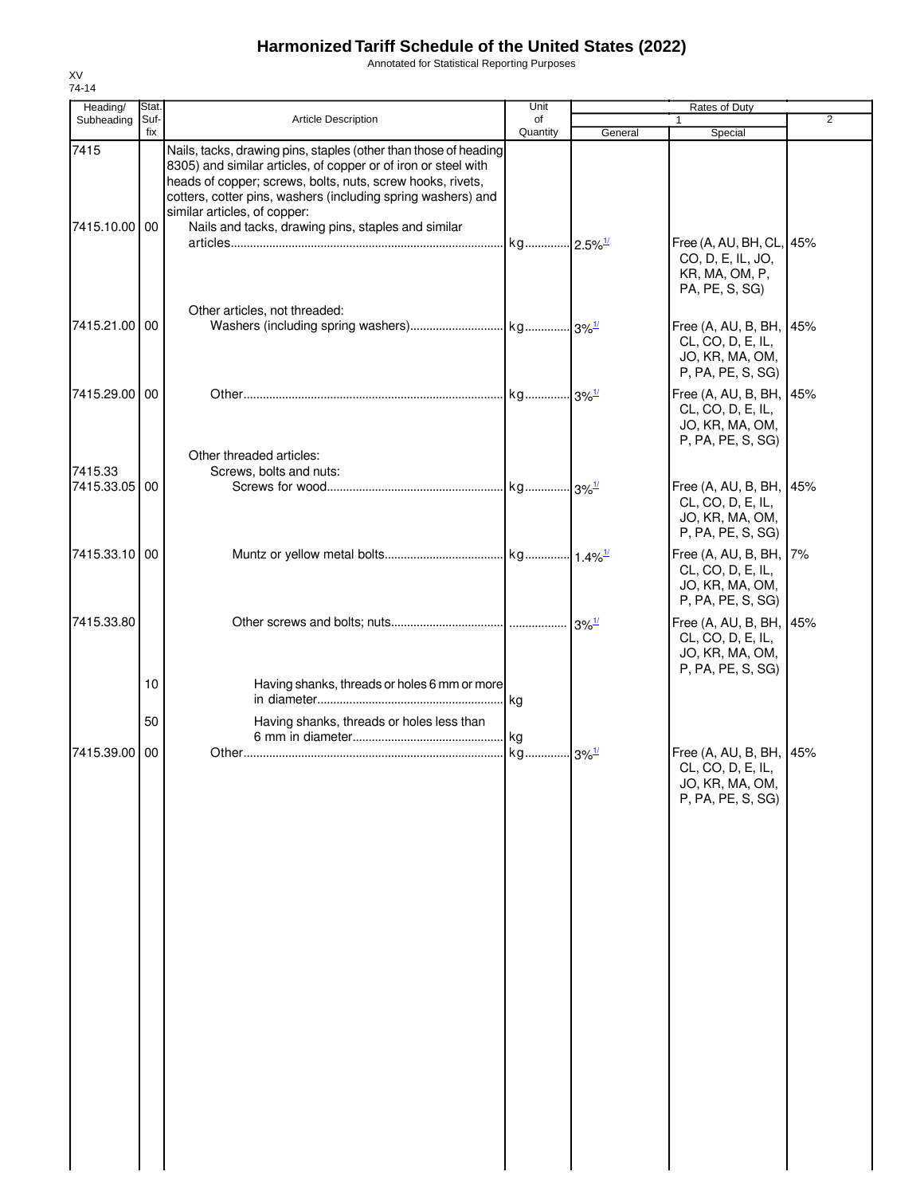# Harmonized Tariff Schedule of the United States (2022)

Annotated for Statistical Reporting Purposes

XV
74-14

| Heading/ Subheading | Stat. Suf-fix | Article Description | Unit of Quantity | Rates of Duty 1 General | Rates of Duty 1 Special | Rates of Duty 2 |
|---|---|---|---|---|---|---|
| 7415 | | Nails, tacks, drawing pins, staples (other than those of heading 8305) and similar articles, of copper or of iron or steel with heads of copper; screws, bolts, nuts, screw hooks, rivets, cotters, cotter pins, washers (including spring washers) and similar articles, of copper: | | | | |
| 7415.10.00 | 00 | Nails and tacks, drawing pins, staples and similar articles | kg | 2.5% 1/ | Free (A, AU, BH, CL, CO, D, E, IL, JO, KR, MA, OM, P, PA, PE, S, SG) | 45% |
| | | Other articles, not threaded: | | | | |
| 7415.21.00 | 00 | Washers (including spring washers) | kg | 3% 1/ | Free (A, AU, B, BH, CL, CO, D, E, IL, JO, KR, MA, OM, P, PA, PE, S, SG) | 45% |
| 7415.29.00 | 00 | Other | kg | 3% 1/ | Free (A, AU, B, BH, CL, CO, D, E, IL, JO, KR, MA, OM, P, PA, PE, S, SG) | 45% |
| | | Other threaded articles: | | | | |
| 7415.33 | | Screws, bolts and nuts: | | | | |
| 7415.33.05 | 00 | Screws for wood | kg | 3% 1/ | Free (A, AU, B, BH, CL, CO, D, E, IL, JO, KR, MA, OM, P, PA, PE, S, SG) | 45% |
| 7415.33.10 | 00 | Muntz or yellow metal bolts | kg | 1.4% 1/ | Free (A, AU, B, BH, CL, CO, D, E, IL, JO, KR, MA, OM, P, PA, PE, S, SG) | 7% |
| 7415.33.80 | | Other screws and bolts; nuts | | 3% 1/ | Free (A, AU, B, BH, CL, CO, D, E, IL, JO, KR, MA, OM, P, PA, PE, S, SG) | 45% |
| | 10 | Having shanks, threads or holes 6 mm or more in diameter | kg | | | |
| | 50 | Having shanks, threads or holes less than 6 mm in diameter | kg | | | |
| 7415.39.00 | 00 | Other | kg | 3% 1/ | Free (A, AU, B, BH, CL, CO, D, E, IL, JO, KR, MA, OM, P, PA, PE, S, SG) | 45% |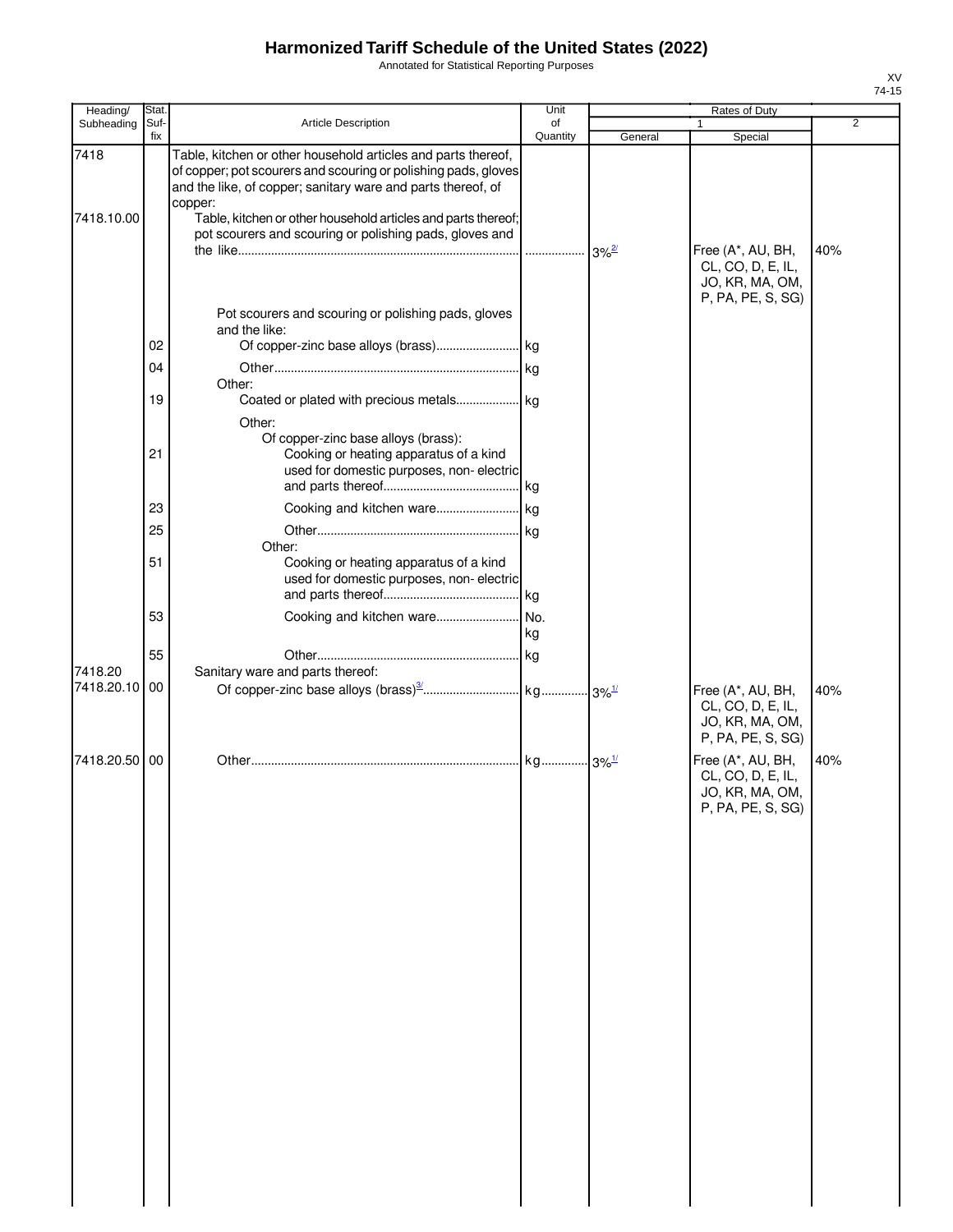# Harmonized Tariff Schedule of the United States (2022)

Annotated for Statistical Reporting Purposes

XV
74-15

| Heading/ Subheading | Stat. Suf- fix | Article Description | Unit of Quantity | Rates of Duty 1 General | Special | 2 |
|---|---|---|---|---|---|---|
| 7418 | | Table, kitchen or other household articles and parts thereof, of copper; pot scourers and scouring or polishing pads, gloves and the like, of copper; sanitary ware and parts thereof, of copper: | | | | |
| 7418.10.00 | | Table, kitchen or other household articles and parts thereof; pot scourers and scouring or polishing pads, gloves and the like | | 3%[2/] | Free (A*, AU, BH, CL, CO, D, E, IL, JO, KR, MA, OM, P, PA, PE, S, SG) | 40% |
| | | Pot scourers and scouring or polishing pads, gloves and the like: | | | | |
| | 02 | Of copper-zinc base alloys (brass) | kg | | | |
| | 04 | Other | kg | | | |
| | | Other: | | | | |
| | 19 | Coated or plated with precious metals | kg | | | |
| | | Other: | | | | |
| | | Of copper-zinc base alloys (brass): | | | | |
| | 21 | Cooking or heating apparatus of a kind used for domestic purposes, non- electric and parts thereof | kg | | | |
| | 23 | Cooking and kitchen ware | kg | | | |
| | 25 | Other | kg | | | |
| | | Other: | | | | |
| | 51 | Cooking or heating apparatus of a kind used for domestic purposes, non- electric and parts thereof | kg | | | |
| | 53 | Cooking and kitchen ware | No. kg | | | |
| | 55 | Other | kg | | | |
| 7418.20 | | Sanitary ware and parts thereof: | | | | |
| 7418.20.10 | 00 | Of copper-zinc base alloys (brass)[3/] | kg | 3%[1/] | Free (A*, AU, BH, CL, CO, D, E, IL, JO, KR, MA, OM, P, PA, PE, S, SG) | 40% |
| 7418.20.50 | 00 | Other | kg | 3%[1/] | Free (A*, AU, BH, CL, CO, D, E, IL, JO, KR, MA, OM, P, PA, PE, S, SG) | 40% |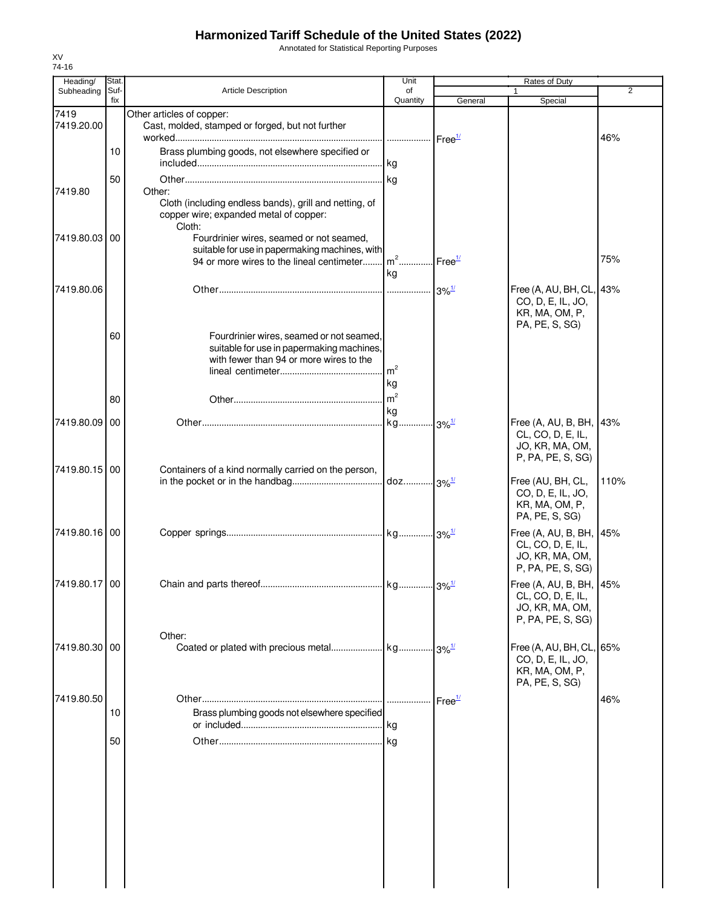# Harmonized Tariff Schedule of the United States (2022)

Annotated for Statistical Reporting Purposes

XV
74-16

| Heading/ Subheading | Stat. Suf- fix | Article Description | Unit of Quantity | Rates of Duty 1 General | Special | 2 |
|---|---|---|---|---|---|---|
| 7419 | | Other articles of copper: | | | | |
| 7419.20.00 | | Cast, molded, stamped or forged, but not further worked | | Free[1/] | | 46% |
| | 10 | Brass plumbing goods, not elsewhere specified or included | kg | | | |
| | 50 | Other | kg | | | |
| 7419.80 | | Other: | | | | |
| | | Cloth (including endless bands), grill and netting, of copper wire; expanded metal of copper: | | | | |
| | | Cloth: | | | | |
| 7419.80.03 | 00 | Fourdrinier wires, seamed or not seamed, suitable for use in papermaking machines, with 94 or more wires to the lineal centimeter | $m^2$ kg | Free[1/] | | 75% |
| 7419.80.06 | | Other | | 3%[1/] | Free (A, AU, BH, CL, CO, D, E, IL, JO, KR, MA, OM, P, PA, PE, S, SG) | 43% |
| | 60 | Fourdrinier wires, seamed or not seamed, suitable for use in papermaking machines, with fewer than 94 or more wires to the lineal centimeter | $m^2$ kg | | | |
| | 80 | Other | $m^2$ kg | | | |
| 7419.80.09 | 00 | Other | kg | 3%[1/] | Free (A, AU, B, BH, CL, CO, D, E, IL, JO, KR, MA, OM, P, PA, PE, S, SG) | 43% |
| 7419.80.15 | 00 | Containers of a kind normally carried on the person, in the pocket or in the handbag | doz. | 3%[1/] | Free (AU, BH, CL, CO, D, E, IL, JO, KR, MA, OM, P, PA, PE, S, SG) | 110% |
| 7419.80.16 | 00 | Copper springs | kg | 3%[1/] | Free (A, AU, B, BH, CL, CO, D, E, IL, JO, KR, MA, OM, P, PA, PE, S, SG) | 45% |
| 7419.80.17 | 00 | Chain and parts thereof | kg | 3%[1/] | Free (A, AU, B, BH, CL, CO, D, E, IL, JO, KR, MA, OM, P, PA, PE, S, SG) | 45% |
| | | Other: | | | | |
| 7419.80.30 | 00 | Coated or plated with precious metal | kg | 3%[1/] | Free (A, AU, BH, CL, CO, D, E, IL, JO, KR, MA, OM, P, PA, PE, S, SG) | 65% |
| 7419.80.50 | | Other | | Free[1/] | | 46% |
| | 10 | Brass plumbing goods not elsewhere specified or included | kg | | | |
| | 50 | Other | kg | | | |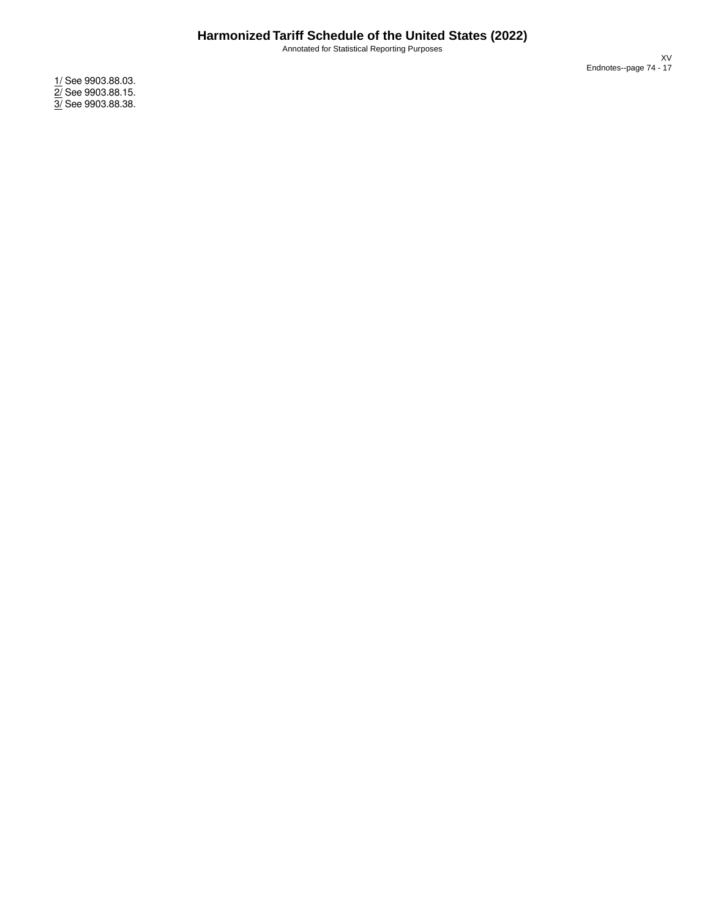1/ See 9903.88.03.
2/ See 9903.88.15.
3/ See 9903.88.38.